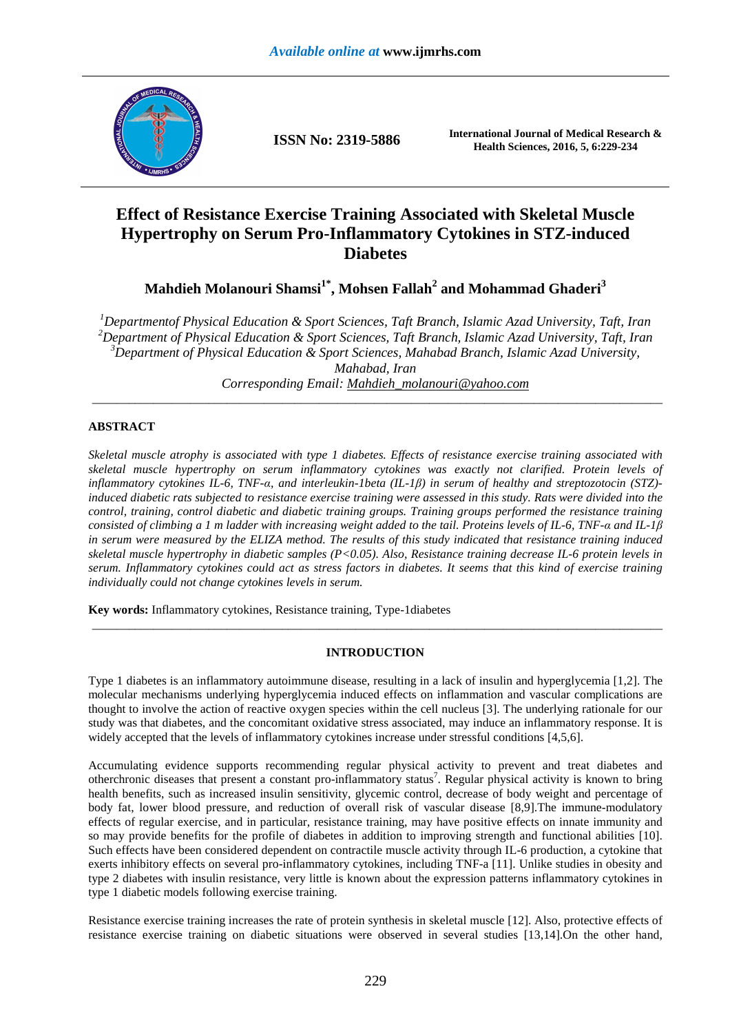# Effect of Resistance Exercise Training Associated with Skeletal Muscle Hypertrophy on Serum Pro-Inflammatory Cytokines in STZ-induced Diabetes

**Mahdieh Molanouri Shamsi[1*], Mohsen Fallah[2] and Mohammad Ghaderi[3]**

*[1]Departmentof Physical Education & Sport Sciences, Taft Branch, Islamic Azad University, Taft, Iran*
*[2]Department of Physical Education & Sport Sciences, Taft Branch, Islamic Azad University, Taft, Iran*
*[3]Department of Physical Education & Sport Sciences, Mahabad Branch, Islamic Azad University, Mahabad, Iran*
*Corresponding Email: Mahdieh_molanouri@yahoo.com*

## ABSTRACT

*Skeletal muscle atrophy is associated with type 1 diabetes. Effects of resistance exercise training associated with skeletal muscle hypertrophy on serum inflammatory cytokines was exactly not clarified. Protein levels of inflammatory cytokines IL-6, TNF-α, and interleukin-1beta (IL-1β) in serum of healthy and streptozotocin (STZ)-induced diabetic rats subjected to resistance exercise training were assessed in this study. Rats were divided into the control, training, control diabetic and diabetic training groups. Training groups performed the resistance training consisted of climbing a 1 m ladder with increasing weight added to the tail. Proteins levels of IL-6, TNF-α and IL-1β in serum were measured by the ELIZA method. The results of this study indicated that resistance training induced skeletal muscle hypertrophy in diabetic samples ($P<0.05$). Also, Resistance training decrease IL-6 protein levels in serum. Inflammatory cytokines could act as stress factors in diabetes. It seems that this kind of exercise training individually could not change cytokines levels in serum.*

**Key words:** Inflammatory cytokines, Resistance training, Type-1diabetes

## INTRODUCTION

Type 1 diabetes is an inflammatory autoimmune disease, resulting in a lack of insulin and hyperglycemia [1,2]. The molecular mechanisms underlying hyperglycemia induced effects on inflammation and vascular complications are thought to involve the action of reactive oxygen species within the cell nucleus [3]. The underlying rationale for our study was that diabetes, and the concomitant oxidative stress associated, may induce an inflammatory response. It is widely accepted that the levels of inflammatory cytokines increase under stressful conditions [4,5,6].

Accumulating evidence supports recommending regular physical activity to prevent and treat diabetes and otherchronic diseases that present a constant pro-inflammatory status[7]. Regular physical activity is known to bring health benefits, such as increased insulin sensitivity, glycemic control, decrease of body weight and percentage of body fat, lower blood pressure, and reduction of overall risk of vascular disease [8,9].The immune-modulatory effects of regular exercise, and in particular, resistance training, may have positive effects on innate immunity and so may provide benefits for the profile of diabetes in addition to improving strength and functional abilities [10]. Such effects have been considered dependent on contractile muscle activity through IL-6 production, a cytokine that exerts inhibitory effects on several pro-inflammatory cytokines, including TNF-a [11]. Unlike studies in obesity and type 2 diabetes with insulin resistance, very little is known about the expression patterns inflammatory cytokines in type 1 diabetic models following exercise training.

Resistance exercise training increases the rate of protein synthesis in skeletal muscle [12]. Also, protective effects of resistance exercise training on diabetic situations were observed in several studies [13,14].On the other hand,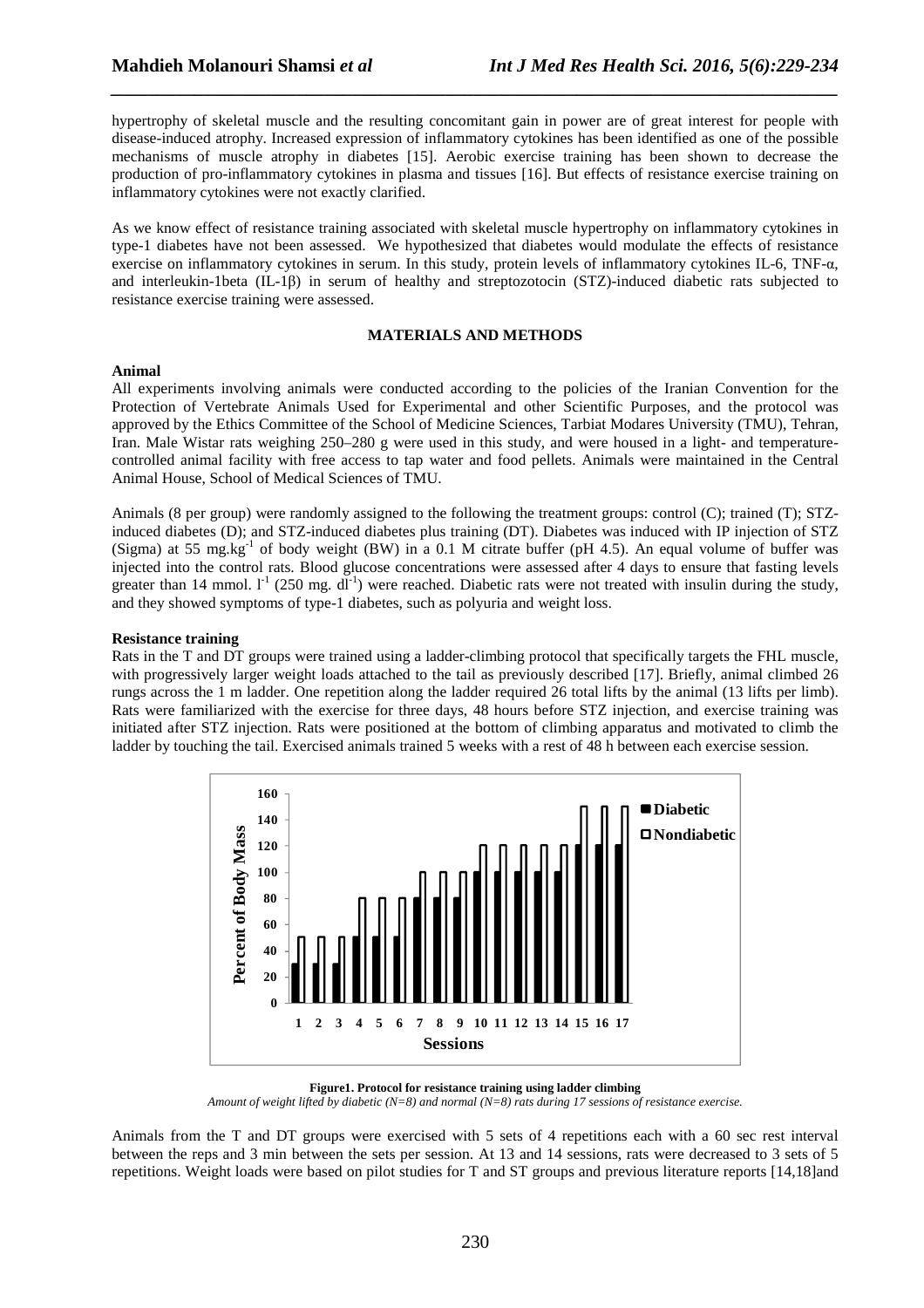hypertrophy of skeletal muscle and the resulting concomitant gain in power are of great interest for people with disease-induced atrophy. Increased expression of inflammatory cytokines has been identified as one of the possible mechanisms of muscle atrophy in diabetes [15]. Aerobic exercise training has been shown to decrease the production of pro-inflammatory cytokines in plasma and tissues [16]. But effects of resistance exercise training on inflammatory cytokines were not exactly clarified.

As we know effect of resistance training associated with skeletal muscle hypertrophy on inflammatory cytokines in type-1 diabetes have not been assessed. We hypothesized that diabetes would modulate the effects of resistance exercise on inflammatory cytokines in serum. In this study, protein levels of inflammatory cytokines IL-6, TNF-α, and interleukin-1beta (IL-1β) in serum of healthy and streptozotocin (STZ)-induced diabetic rats subjected to resistance exercise training were assessed.

## MATERIALS AND METHODS

### Animal

All experiments involving animals were conducted according to the policies of the Iranian Convention for the Protection of Vertebrate Animals Used for Experimental and other Scientific Purposes, and the protocol was approved by the Ethics Committee of the School of Medicine Sciences, Tarbiat Modares University (TMU), Tehran, Iran. Male Wistar rats weighing 250–280 g were used in this study, and were housed in a light- and temperature-controlled animal facility with free access to tap water and food pellets. Animals were maintained in the Central Animal House, School of Medical Sciences of TMU.

Animals (8 per group) were randomly assigned to the following the treatment groups: control (C); trained (T); STZ-induced diabetes (D); and STZ-induced diabetes plus training (DT). Diabetes was induced with IP injection of STZ (Sigma) at 55 $mg.kg^{-1}$ of body weight (BW) in a 0.1 M citrate buffer (pH 4.5). An equal volume of buffer was injected into the control rats. Blood glucose concentrations were assessed after 4 days to ensure that fasting levels greater than 14 mmol. $l^{-1}$ (250 mg. $dl^{-1}$) were reached. Diabetic rats were not treated with insulin during the study, and they showed symptoms of type-1 diabetes, such as polyuria and weight loss.

### Resistance training

Rats in the T and DT groups were trained using a ladder-climbing protocol that specifically targets the FHL muscle, with progressively larger weight loads attached to the tail as previously described [17]. Briefly, animal climbed 26 rungs across the 1 m ladder. One repetition along the ladder required 26 total lifts by the animal (13 lifts per limb). Rats were familiarized with the exercise for three days, 48 hours before STZ injection, and exercise training was initiated after STZ injection. Rats were positioned at the bottom of climbing apparatus and motivated to climb the ladder by touching the tail. Exercised animals trained 5 weeks with a rest of 48 h between each exercise session.

| Sessions | Diabetic (Percent of Body Mass) | Nondiabetic (Percent of Body Mass) |
|---|---|---|
| 1 | 30 | 50 |
| 2 | 30 | 50 |
| 3 | 30 | 50 |
| 4 | 50 | 80 |
| 5 | 50 | 80 |
| 6 | 50 | 80 |
| 7 | 80 | 100 |
| 8 | 80 | 100 |
| 9 | 80 | 100 |
| 10 | 100 | 120 |
| 11 | 100 | 120 |
| 12 | 100 | 120 |
| 13 | 100 | 120 |
| 14 | 100 | 120 |
| 15 | 120 | 150 |
| 16 | 120 | 150 |
| 17 | 120 | 150 |

**Figure1. Protocol for resistance training using ladder climbing**
*Amount of weight lifted by diabetic (N=8) and normal (N=8) rats during 17 sessions of resistance exercise.*

Animals from the T and DT groups were exercised with 5 sets of 4 repetitions each with a 60 sec rest interval between the reps and 3 min between the sets per session. At 13 and 14 sessions, rats were decreased to 3 sets of 5 repetitions. Weight loads were based on pilot studies for T and ST groups and previous literature reports [14,18]and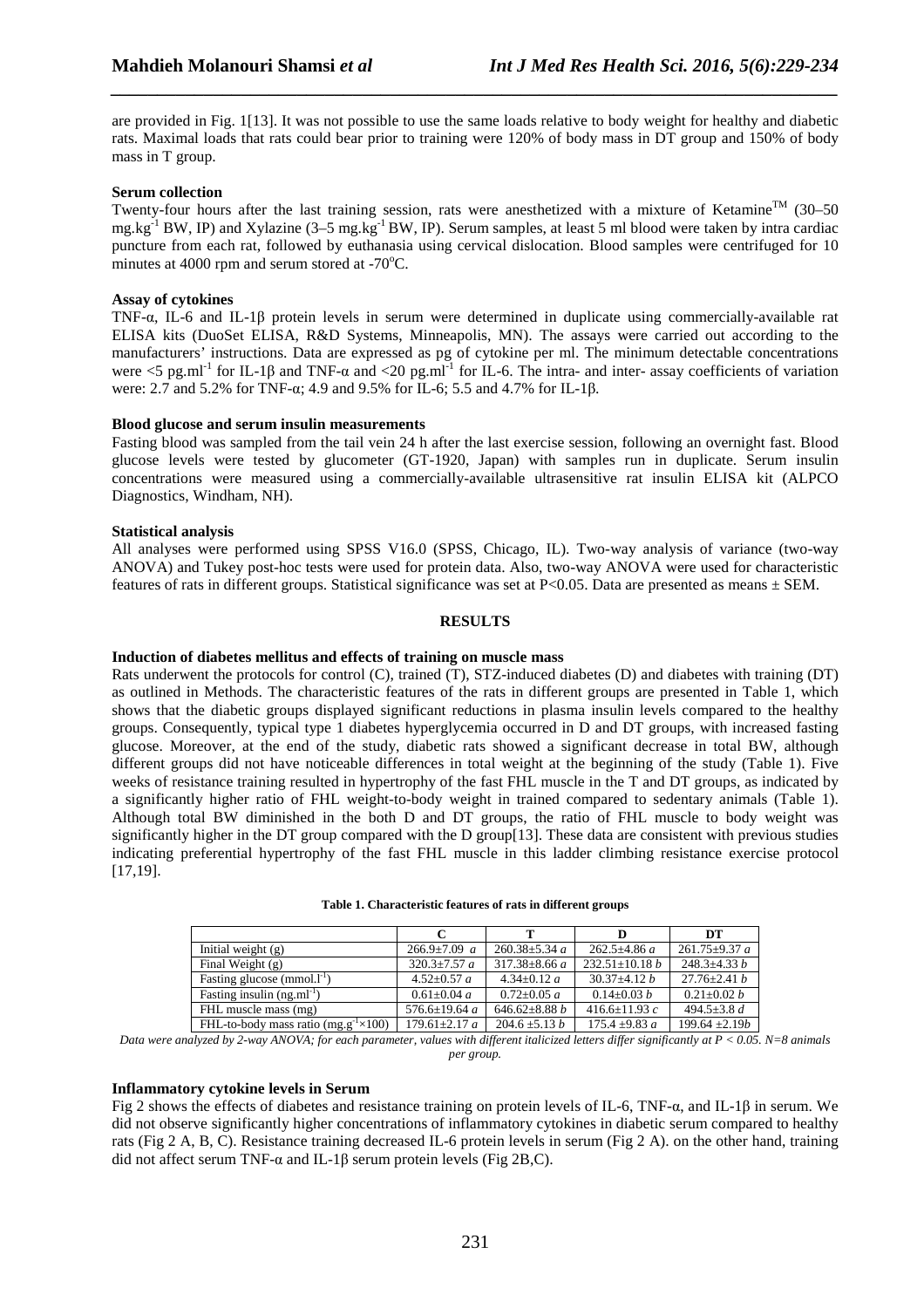are provided in Fig. 1[13]. It was not possible to use the same loads relative to body weight for healthy and diabetic rats. Maximal loads that rats could bear prior to training were 120% of body mass in DT group and 150% of body mass in T group.

**Serum collection**

Twenty-four hours after the last training session, rats were anesthetized with a mixture of Ketamine™ (30–50 $mg.kg^{-1}$ BW, IP) and Xylazine (3–5 $mg.kg^{-1}$ BW, IP). Serum samples, at least 5 ml blood were taken by intra cardiac puncture from each rat, followed by euthanasia using cervical dislocation. Blood samples were centrifuged for 10 minutes at 4000 rpm and serum stored at -70°C.

**Assay of cytokines**

TNF-α, IL-6 and IL-1β protein levels in serum were determined in duplicate using commercially-available rat ELISA kits (DuoSet ELISA, R&D Systems, Minneapolis, MN). The assays were carried out according to the manufacturers' instructions. Data are expressed as pg of cytokine per ml. The minimum detectable concentrations were <5 $pg.ml^{-1}$ for IL-1β and TNF-α and <20 $pg.ml^{-1}$ for IL-6. The intra- and inter- assay coefficients of variation were: 2.7 and 5.2% for TNF-α; 4.9 and 9.5% for IL-6; 5.5 and 4.7% for IL-1β.

**Blood glucose and serum insulin measurements**

Fasting blood was sampled from the tail vein 24 h after the last exercise session, following an overnight fast. Blood glucose levels were tested by glucometer (GT-1920, Japan) with samples run in duplicate. Serum insulin concentrations were measured using a commercially-available ultrasensitive rat insulin ELISA kit (ALPCO Diagnostics, Windham, NH).

**Statistical analysis**

All analyses were performed using SPSS V16.0 (SPSS, Chicago, IL). Two-way analysis of variance (two-way ANOVA) and Tukey post-hoc tests were used for protein data. Also, two-way ANOVA were used for characteristic features of rats in different groups. Statistical significance was set at $P<0.05$. Data are presented as means ± SEM.

## RESULTS

**Induction of diabetes mellitus and effects of training on muscle mass**

Rats underwent the protocols for control (C), trained (T), STZ-induced diabetes (D) and diabetes with training (DT) as outlined in Methods. The characteristic features of the rats in different groups are presented in Table 1, which shows that the diabetic groups displayed significant reductions in plasma insulin levels compared to the healthy groups. Consequently, typical type 1 diabetes hyperglycemia occurred in D and DT groups, with increased fasting glucose. Moreover, at the end of the study, diabetic rats showed a significant decrease in total BW, although different groups did not have noticeable differences in total weight at the beginning of the study (Table 1). Five weeks of resistance training resulted in hypertrophy of the fast FHL muscle in the T and DT groups, as indicated by a significantly higher ratio of FHL weight-to-body weight in trained compared to sedentary animals (Table 1). Although total BW diminished in the both D and DT groups, the ratio of FHL muscle to body weight was significantly higher in the DT group compared with the D group[13]. These data are consistent with previous studies indicating preferential hypertrophy of the fast FHL muscle in this ladder climbing resistance exercise protocol [17,19].

**Table 1. Characteristic features of rats in different groups**

| | C | T | D | DT |
|---|---|---|---|---|
| Initial weight (g) | 266.9±7.09 *a* | 260.38±5.34 *a* | 262.5±4.86 *a* | 261.75±9.37 *a* |
| Final Weight (g) | 320.3±7.57 *a* | 317.38±8.66 *a* | 232.51±10.18 *b* | 248.3±4.33 *b* |
| Fasting glucose ($mmol.l^{-1}$) | 4.52±0.57 *a* | 4.34±0.12 *a* | 30.37±4.12 *b* | 27.76±2.41 *b* |
| Fasting insulin ($ng.ml^{-1}$) | 0.61±0.04 *a* | 0.72±0.05 *a* | 0.14±0.03 *b* | 0.21±0.02 *b* |
| FHL muscle mass (mg) | 576.6±19.64 *a* | 646.62±8.88 *b* | 416.6±11.93 *c* | 494.5±3.8 *d* |
| FHL-to-body mass ratio ($mg.g^{-1}\times100$) | 179.61±2.17 *a* | 204.6 ±5.13 *b* | 175.4 ±9.83 *a* | 199.64 ±2.19*b* |

*Data were analyzed by 2-way ANOVA; for each parameter, values with different italicized letters differ significantly at P < 0.05. N=8 animals per group.*

**Inflammatory cytokine levels in Serum**

Fig 2 shows the effects of diabetes and resistance training on protein levels of IL-6, TNF-α, and IL-1β in serum. We did not observe significantly higher concentrations of inflammatory cytokines in diabetic serum compared to healthy rats (Fig 2 A, B, C). Resistance training decreased IL-6 protein levels in serum (Fig 2 A). on the other hand, training did not affect serum TNF-α and IL-1β serum protein levels (Fig 2B,C).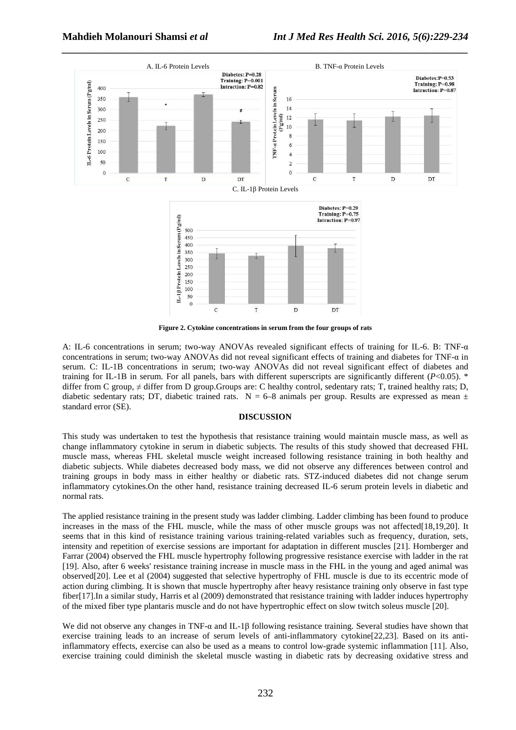A. IL-6 Protein Levels

Diabetes: P=0.28
Training: P=0.001
Intraction: P=0.82

B. TNF-α Protein Levels

Diabetes:P=0.53
Training: P=0.98
Intraction: P=0.87

C. IL-1β Protein Levels

Diabetes: P=0.29
Training: P=0.75
Intraction: P=0.97

**Figure 2. Cytokine concentrations in serum from the four groups of rats**

A: IL-6 concentrations in serum; two-way ANOVAs revealed significant effects of training for IL-6. B: TNF-α concentrations in serum; two-way ANOVAs did not reveal significant effects of training and diabetes for TNF-α in serum. C: IL-1B concentrations in serum; two-way ANOVAs did not reveal significant effect of diabetes and training for IL-1B in serum. For all panels, bars with different superscripts are significantly different ($P<0.05$). * differ from C group, ≠ differ from D group.Groups are: C healthy control, sedentary rats; T, trained healthy rats; D, diabetic sedentary rats; DT, diabetic trained rats. N = 6–8 animals per group. Results are expressed as mean ± standard error (SE).

## DISCUSSION

This study was undertaken to test the hypothesis that resistance training would maintain muscle mass, as well as change inflammatory cytokine in serum in diabetic subjects. The results of this study showed that decreased FHL muscle mass, whereas FHL skeletal muscle weight increased following resistance training in both healthy and diabetic subjects. While diabetes decreased body mass, we did not observe any differences between control and training groups in body mass in either healthy or diabetic rats. STZ-induced diabetes did not change serum inflammatory cytokines.On the other hand, resistance training decreased IL-6 serum protein levels in diabetic and normal rats.

The applied resistance training in the present study was ladder climbing. Ladder climbing has been found to produce increases in the mass of the FHL muscle, while the mass of other muscle groups was not affected[18,19,20]. It seems that in this kind of resistance training various training-related variables such as frequency, duration, sets, intensity and repetition of exercise sessions are important for adaptation in different muscles [21]. Hornberger and Farrar (2004) observed the FHL muscle hypertrophy following progressive resistance exercise with ladder in the rat [19]. Also, after 6 weeks' resistance training increase in muscle mass in the FHL in the young and aged animal was observed[20]. Lee et al (2004) suggested that selective hypertrophy of FHL muscle is due to its eccentric mode of action during climbing. It is shown that muscle hypertrophy after heavy resistance training only observe in fast type fiber[17].In a similar study, Harris et al (2009) demonstrated that resistance training with ladder induces hypertrophy of the mixed fiber type plantaris muscle and do not have hypertrophic effect on slow twitch soleus muscle [20].

We did not observe any changes in TNF-α and IL-1β following resistance training. Several studies have shown that exercise training leads to an increase of serum levels of anti-inflammatory cytokine[22,23]. Based on its anti-inflammatory effects, exercise can also be used as a means to control low-grade systemic inflammation [11]. Also, exercise training could diminish the skeletal muscle wasting in diabetic rats by decreasing oxidative stress and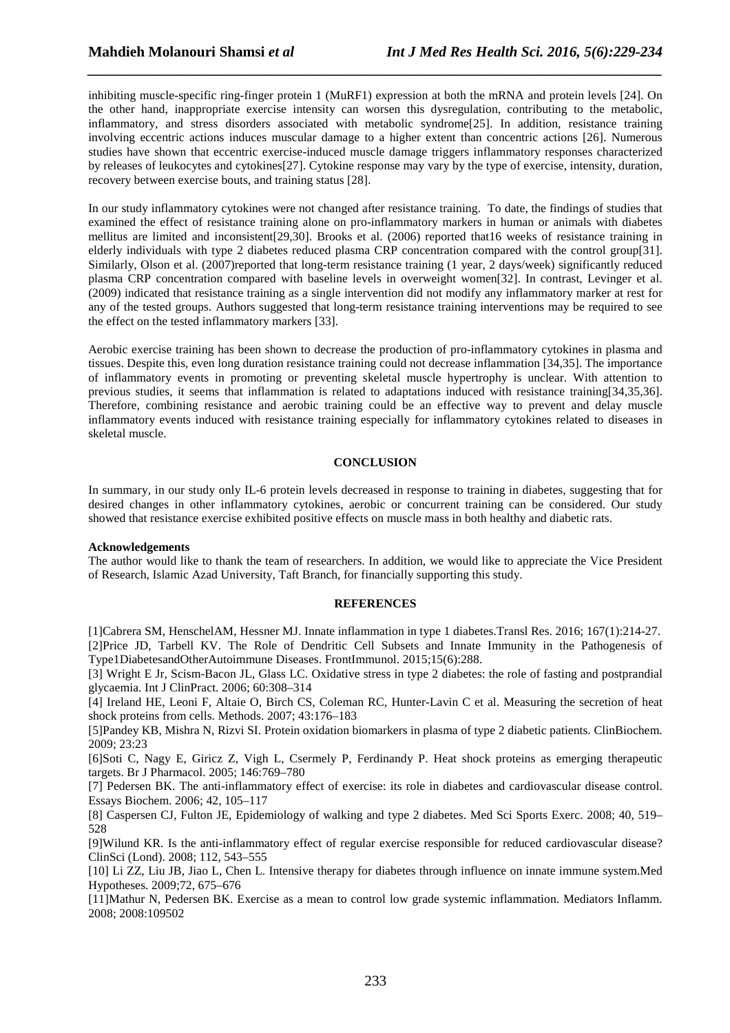inhibiting muscle-specific ring-finger protein 1 (MuRF1) expression at both the mRNA and protein levels [24]. On the other hand, inappropriate exercise intensity can worsen this dysregulation, contributing to the metabolic, inflammatory, and stress disorders associated with metabolic syndrome[25]. In addition, resistance training involving eccentric actions induces muscular damage to a higher extent than concentric actions [26]. Numerous studies have shown that eccentric exercise-induced muscle damage triggers inflammatory responses characterized by releases of leukocytes and cytokines[27]. Cytokine response may vary by the type of exercise, intensity, duration, recovery between exercise bouts, and training status [28].

In our study inflammatory cytokines were not changed after resistance training. To date, the findings of studies that examined the effect of resistance training alone on pro-inflammatory markers in human or animals with diabetes mellitus are limited and inconsistent[29,30]. Brooks et al. (2006) reported that16 weeks of resistance training in elderly individuals with type 2 diabetes reduced plasma CRP concentration compared with the control group[31]. Similarly, Olson et al. (2007)reported that long-term resistance training (1 year, 2 days/week) significantly reduced plasma CRP concentration compared with baseline levels in overweight women[32]. In contrast, Levinger et al. (2009) indicated that resistance training as a single intervention did not modify any inflammatory marker at rest for any of the tested groups. Authors suggested that long-term resistance training interventions may be required to see the effect on the tested inflammatory markers [33].

Aerobic exercise training has been shown to decrease the production of pro-inflammatory cytokines in plasma and tissues. Despite this, even long duration resistance training could not decrease inflammation [34,35]. The importance of inflammatory events in promoting or preventing skeletal muscle hypertrophy is unclear. With attention to previous studies, it seems that inflammation is related to adaptations induced with resistance training[34,35,36]. Therefore, combining resistance and aerobic training could be an effective way to prevent and delay muscle inflammatory events induced with resistance training especially for inflammatory cytokines related to diseases in skeletal muscle.

## CONCLUSION

In summary, in our study only IL-6 protein levels decreased in response to training in diabetes, suggesting that for desired changes in other inflammatory cytokines, aerobic or concurrent training can be considered. Our study showed that resistance exercise exhibited positive effects on muscle mass in both healthy and diabetic rats.

**Acknowledgements**

The author would like to thank the team of researchers. In addition, we would like to appreciate the Vice President of Research, Islamic Azad University, Taft Branch, for financially supporting this study.

## REFERENCES

[1]Cabrera SM, HenschelAM, Hessner MJ. Innate inflammation in type 1 diabetes.Transl Res. 2016; 167(1):214-27.

[2]Price JD, Tarbell KV. The Role of Dendritic Cell Subsets and Innate Immunity in the Pathogenesis of Type1DiabetesandOtherAutoimmune Diseases. FrontImmunol. 2015;15(6):288.

[3] Wright E Jr, Scism-Bacon JL, Glass LC. Oxidative stress in type 2 diabetes: the role of fasting and postprandial glycaemia. Int J ClinPract. 2006; 60:308–314

[4] Ireland HE, Leoni F, Altaie O, Birch CS, Coleman RC, Hunter-Lavin C et al. Measuring the secretion of heat shock proteins from cells. Methods. 2007; 43:176–183

[5]Pandey KB, Mishra N, Rizvi SI. Protein oxidation biomarkers in plasma of type 2 diabetic patients. ClinBiochem. 2009; 23:23

[6]Soti C, Nagy E, Giricz Z, Vigh L, Csermely P, Ferdinandy P. Heat shock proteins as emerging therapeutic targets. Br J Pharmacol. 2005; 146:769–780

[7] Pedersen BK. The anti-inflammatory effect of exercise: its role in diabetes and cardiovascular disease control. Essays Biochem. 2006; 42, 105–117

[8] Caspersen CJ, Fulton JE, Epidemiology of walking and type 2 diabetes. Med Sci Sports Exerc. 2008; 40, 519–528

[9]Wilund KR. Is the anti-inflammatory effect of regular exercise responsible for reduced cardiovascular disease? ClinSci (Lond). 2008; 112, 543–555

[10] Li ZZ, Liu JB, Jiao L, Chen L. Intensive therapy for diabetes through influence on innate immune system.Med Hypotheses. 2009;72, 675–676

[11]Mathur N, Pedersen BK. Exercise as a mean to control low grade systemic inflammation. Mediators Inflamm. 2008; 2008:109502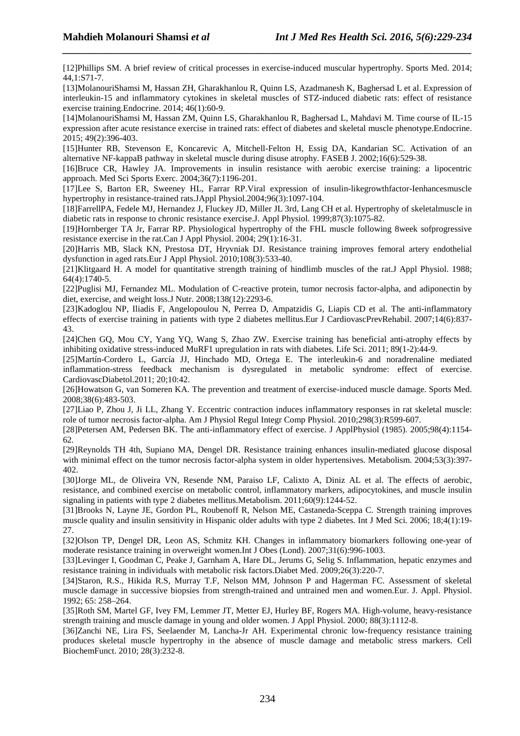[12]Phillips SM. A brief review of critical processes in exercise-induced muscular hypertrophy. Sports Med. 2014; 44,1:S71-7.

[13]MolanouriShamsi M, Hassan ZH, Gharakhanlou R, Quinn LS, Azadmanesh K, Baghersad L et al. Expression of interleukin-15 and inflammatory cytokines in skeletal muscles of STZ-induced diabetic rats: effect of resistance exercise training.Endocrine. 2014; 46(1):60-9.

[14]MolanouriShamsi M, Hassan ZM, Quinn LS, Gharakhanlou R, Baghersad L, Mahdavi M. Time course of IL-15 expression after acute resistance exercise in trained rats: effect of diabetes and skeletal muscle phenotype.Endocrine. 2015; 49(2):396-403.

[15]Hunter RB, Stevenson E, Koncarevic A, Mitchell-Felton H, Essig DA, Kandarian SC. Activation of an alternative NF-kappaB pathway in skeletal muscle during disuse atrophy. FASEB J. 2002;16(6):529-38.

[16]Bruce CR, Hawley JA. Improvements in insulin resistance with aerobic exercise training: a lipocentric approach. Med Sci Sports Exerc. 2004;36(7):1196-201.

[17]Lee S, Barton ER, Sweeney HL, Farrar RP.Viral expression of insulin-likegrowthfactor-Ienhancesmuscle hypertrophy in resistance-trained rats.JAppl Physiol.2004;96(3):1097-104.

[18]FarrellPA, Fedele MJ, Hernandez J, Fluckey JD, Miller JL 3rd, Lang CH et al. Hypertrophy of skeletalmuscle in diabetic rats in response to chronic resistance exercise.J. Appl Physiol. 1999;87(3):1075-82.

[19]Hornberger TA Jr, Farrar RP. Physiological hypertrophy of the FHL muscle following 8week sofprogressive resistance exercise in the rat.Can J Appl Physiol. 2004; 29(1):16-31.

[20]Harris MB, Slack KN, Prestosa DT, Hryvniak DJ. Resistance training improves femoral artery endothelial dysfunction in aged rats.Eur J Appl Physiol. 2010;108(3):533-40.

[21]Klitgaard H. A model for quantitative strength training of hindlimb muscles of the rat.J Appl Physiol. 1988; 64(4):1740-5.

[22]Puglisi MJ, Fernandez ML. Modulation of C-reactive protein, tumor necrosis factor-alpha, and adiponectin by diet, exercise, and weight loss.J Nutr. 2008;138(12):2293-6.

[23]Kadoglou NP, Iliadis F, Angelopoulou N, Perrea D, Ampatzidis G, Liapis CD et al. The anti-inflammatory effects of exercise training in patients with type 2 diabetes mellitus.Eur J CardiovascPrevRehabil. 2007;14(6):837-43.

[24]Chen GQ, Mou CY, Yang YQ, Wang S, Zhao ZW. Exercise training has beneficial anti-atrophy effects by inhibiting oxidative stress-induced MuRF1 upregulation in rats with diabetes. Life Sci. 2011; 89(1-2):44-9.

[25]Martín-Cordero L, García JJ, Hinchado MD, Ortega E. The interleukin-6 and noradrenaline mediated inflammation-stress feedback mechanism is dysregulated in metabolic syndrome: effect of exercise. CardiovascDiabetol.2011; 20;10:42.

[26]Howatson G, van Someren KA. The prevention and treatment of exercise-induced muscle damage. Sports Med. 2008;38(6):483-503.

[27]Liao P, Zhou J, Ji LL, Zhang Y. Eccentric contraction induces inflammatory responses in rat skeletal muscle: role of tumor necrosis factor-alpha. Am J Physiol Regul Integr Comp Physiol. 2010;298(3):R599-607.

[28]Petersen AM, Pedersen BK. The anti-inflammatory effect of exercise. J ApplPhysiol (1985). 2005;98(4):1154-62.

[29]Reynolds TH 4th, Supiano MA, Dengel DR. Resistance training enhances insulin-mediated glucose disposal with minimal effect on the tumor necrosis factor-alpha system in older hypertensives. Metabolism. 2004;53(3):397-402.

[30]Jorge ML, de Oliveira VN, Resende NM, Paraiso LF, Calixto A, Diniz AL et al. The effects of aerobic, resistance, and combined exercise on metabolic control, inflammatory markers, adipocytokines, and muscle insulin signaling in patients with type 2 diabetes mellitus.Metabolism. 2011;60(9):1244-52.

[31]Brooks N, Layne JE, Gordon PL, Roubenoff R, Nelson ME, Castaneda-Sceppa C. Strength training improves muscle quality and insulin sensitivity in Hispanic older adults with type 2 diabetes. Int J Med Sci. 2006; 18;4(1):19-27.

[32]Olson TP, Dengel DR, Leon AS, Schmitz KH. Changes in inflammatory biomarkers following one-year of moderate resistance training in overweight women.Int J Obes (Lond). 2007;31(6):996-1003.

[33]Levinger I, Goodman C, Peake J, Garnham A, Hare DL, Jerums G, Selig S. Inflammation, hepatic enzymes and resistance training in individuals with metabolic risk factors.Diabet Med. 2009;26(3):220-7.

[34]Staron, R.S., Hikida R.S, Murray T.F, Nelson MM, Johnson P and Hagerman FC. Assessment of skeletal muscle damage in successive biopsies from strength-trained and untrained men and women.Eur. J. Appl. Physiol. 1992; 65: 258–264.

[35]Roth SM, Martel GF, Ivey FM, Lemmer JT, Metter EJ, Hurley BF, Rogers MA. High-volume, heavy-resistance strength training and muscle damage in young and older women. J Appl Physiol. 2000; 88(3):1112-8.

[36]Zanchi NE, Lira FS, Seelaender M, Lancha-Jr AH. Experimental chronic low-frequency resistance training produces skeletal muscle hypertrophy in the absence of muscle damage and metabolic stress markers. Cell BiochemFunct. 2010; 28(3):232-8.